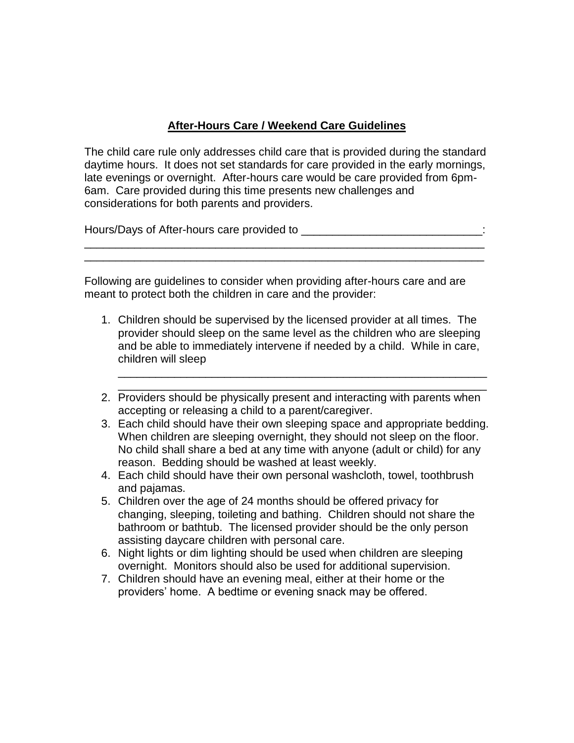**After-Hours Care / Weekend Care Guidelines**

The child care rule only addresses child care that is provided during the standard daytime hours. It does not set standards for care provided in the early mornings, late evenings or overnight. After-hours care would be care provided from 6pm-6am. Care provided during this time presents new challenges and considerations for both parents and providers.

Hours/Days of After-hours care provided to ____________________________:
_______________________________________________________________
_______________________________________________________________

Following are guidelines to consider when providing after-hours care and are meant to protect both the children in care and the provider:

1. Children should be supervised by the licensed provider at all times. The provider should sleep on the same level as the children who are sleeping and be able to immediately intervene if needed by a child. While in care, children will sleep
   _______________________________________________________________
   _______________________________________________________________
2. Providers should be physically present and interacting with parents when accepting or releasing a child to a parent/caregiver.
3. Each child should have their own sleeping space and appropriate bedding. When children are sleeping overnight, they should not sleep on the floor. No child shall share a bed at any time with anyone (adult or child) for any reason. Bedding should be washed at least weekly.
4. Each child should have their own personal washcloth, towel, toothbrush and pajamas.
5. Children over the age of 24 months should be offered privacy for changing, sleeping, toileting and bathing. Children should not share the bathroom or bathtub. The licensed provider should be the only person assisting daycare children with personal care.
6. Night lights or dim lighting should be used when children are sleeping overnight. Monitors should also be used for additional supervision.
7. Children should have an evening meal, either at their home or the providers' home. A bedtime or evening snack may be offered.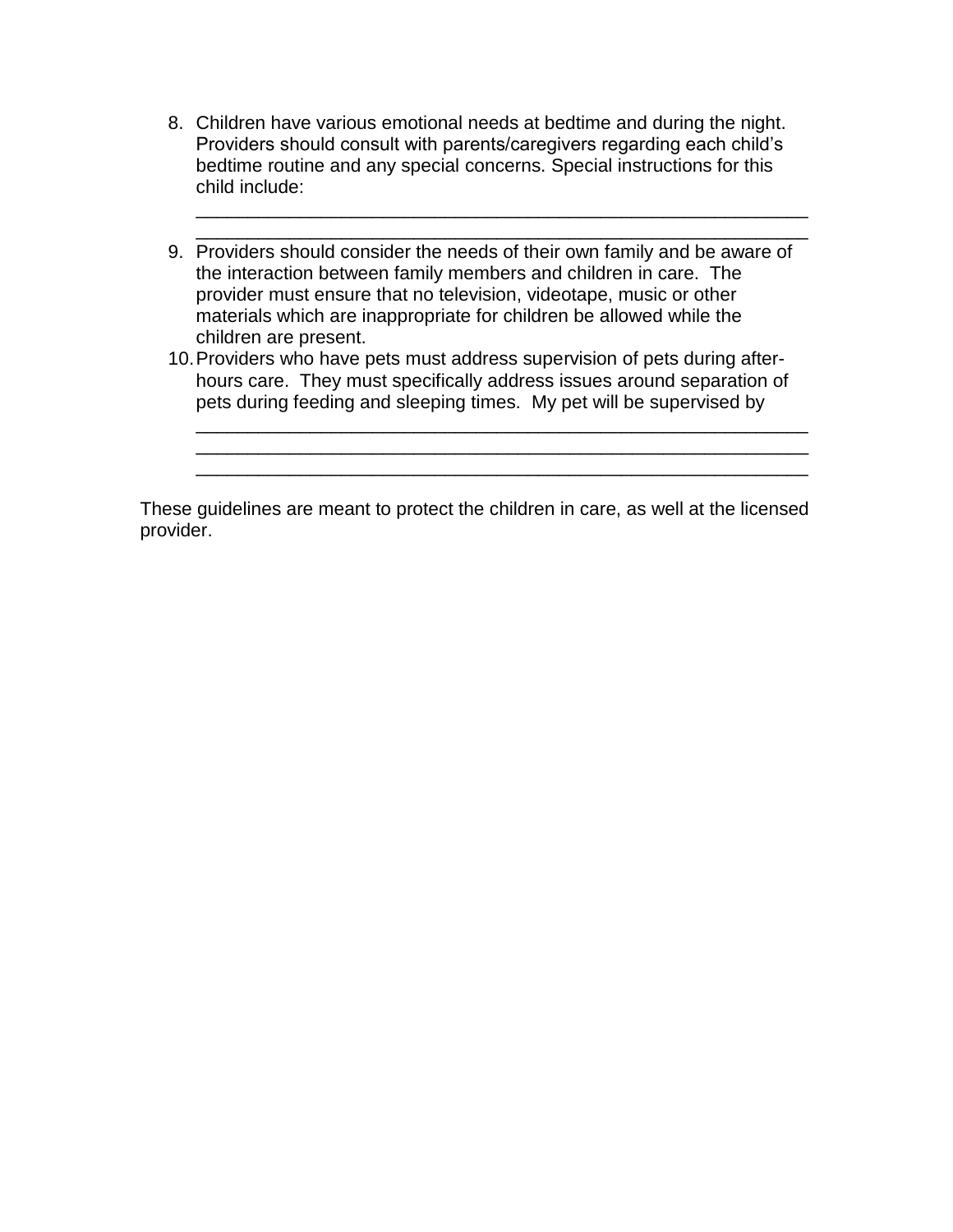8. Children have various emotional needs at bedtime and during the night. Providers should consult with parents/caregivers regarding each child's bedtime routine and any special concerns. Special instructions for this child include:

   ______________________________________________________________
   ______________________________________________________________

9. Providers should consider the needs of their own family and be aware of the interaction between family members and children in care. The provider must ensure that no television, videotape, music or other materials which are inappropriate for children be allowed while the children are present.
10. Providers who have pets must address supervision of pets during after-hours care. They must specifically address issues around separation of pets during feeding and sleeping times. My pet will be supervised by

    ______________________________________________________________
    ______________________________________________________________
    ______________________________________________________________

These guidelines are meant to protect the children in care, as well at the licensed provider.